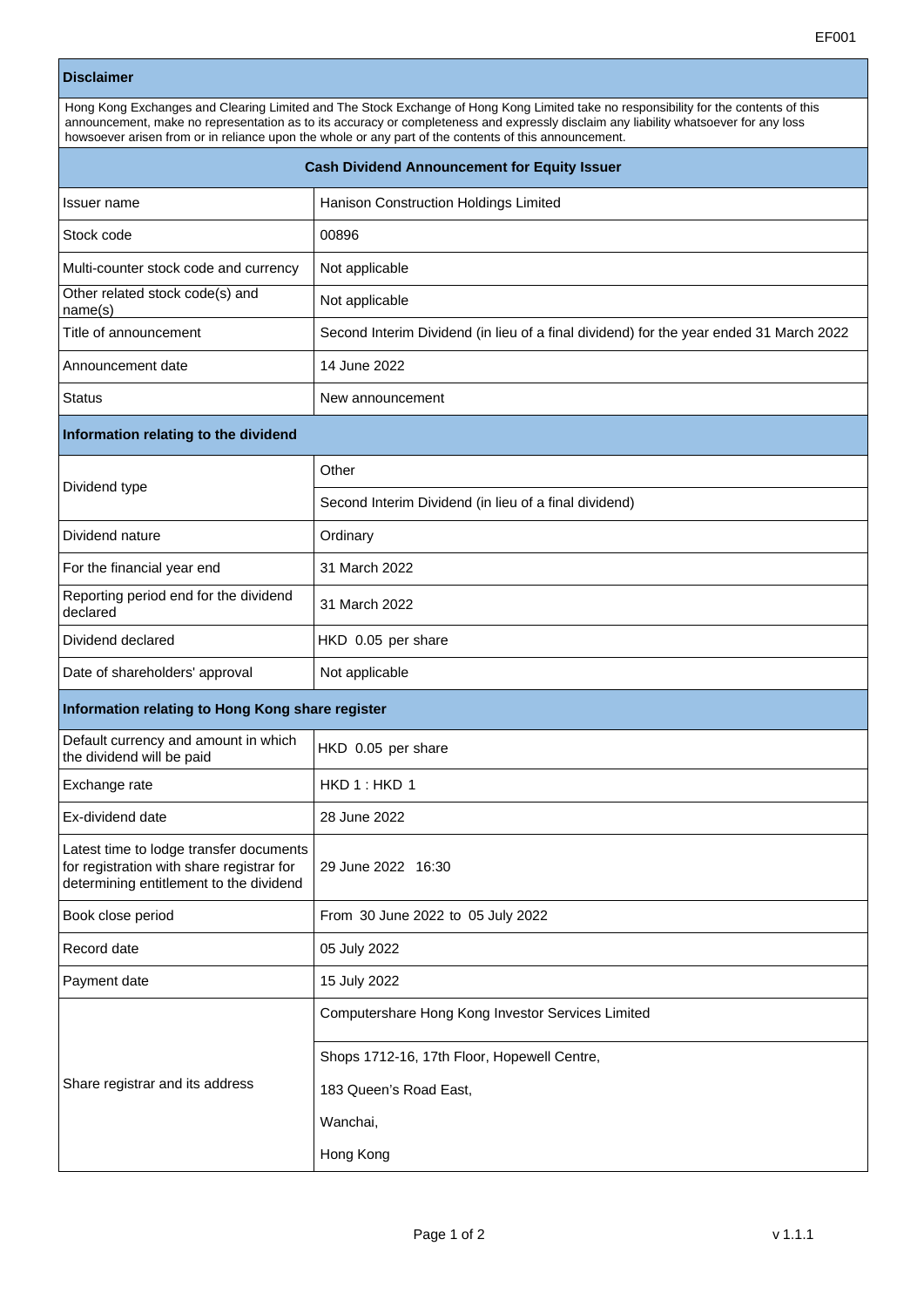EF001

| **Disclaimer** | |
|---|---|
| Hong Kong Exchanges and Clearing Limited and The Stock Exchange of Hong Kong Limited take no responsibility for the contents of this announcement, make no representation as to its accuracy or completeness and expressly disclaim any liability whatsoever for any loss howsoever arisen from or in reliance upon the whole or any part of the contents of this announcement. | |

| **Cash Dividend Announcement for Equity Issuer** | |
|---|---|
| Issuer name | Hanison Construction Holdings Limited |
| Stock code | 00896 |
| Multi-counter stock code and currency | Not applicable |
| Other related stock code(s) and name(s) | Not applicable |
| Title of announcement | Second Interim Dividend (in lieu of a final dividend) for the year ended 31 March 2022 |
| Announcement date | 14 June 2022 |
| Status | New announcement |
| **Information relating to the dividend** | |
| Dividend type | Other |
| | Second Interim Dividend (in lieu of a final dividend) |
| Dividend nature | Ordinary |
| For the financial year end | 31 March 2022 |
| Reporting period end for the dividend declared | 31 March 2022 |
| Dividend declared | HKD 0.05 per share |
| Date of shareholders' approval | Not applicable |
| **Information relating to Hong Kong share register** | |
| Default currency and amount in which the dividend will be paid | HKD 0.05 per share |
| Exchange rate | HKD 1 : HKD 1 |
| Ex-dividend date | 28 June 2022 |
| Latest time to lodge transfer documents for registration with share registrar for determining entitlement to the dividend | 29 June 2022 16:30 |
| Book close period | From 30 June 2022 to 05 July 2022 |
| Record date | 05 July 2022 |
| Payment date | 15 July 2022 |
| Share registrar and its address | Computershare Hong Kong Investor Services Limited |
| | Shops 1712-16, 17th Floor, Hopewell Centre, |
| | 183 Queen's Road East, |
| | Wanchai, |
| | Hong Kong |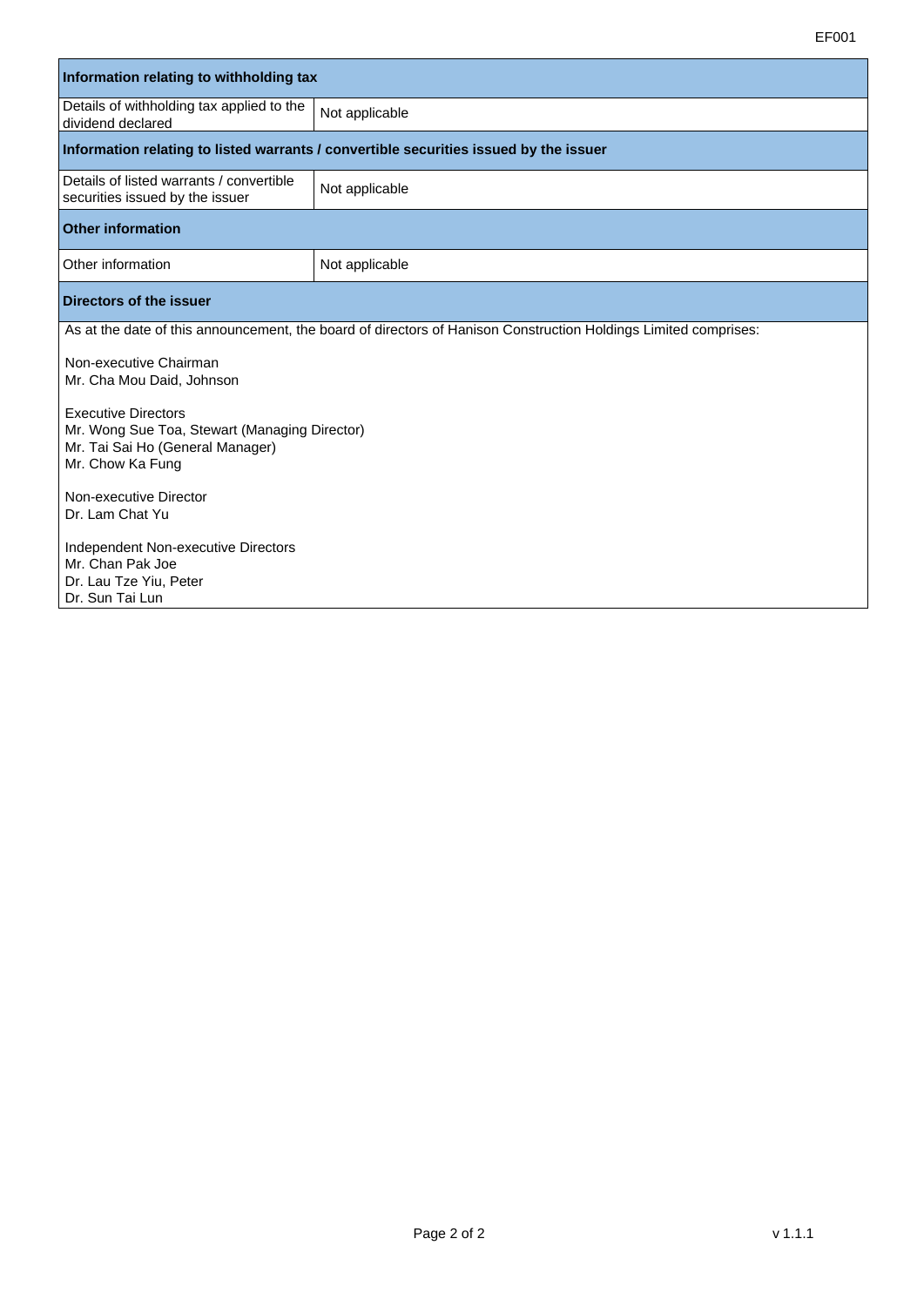## Information relating to withholding tax

| | |
|---|---|
| Details of withholding tax applied to the dividend declared | Not applicable |

## Information relating to listed warrants / convertible securities issued by the issuer

| | |
|---|---|
| Details of listed warrants / convertible securities issued by the issuer | Not applicable |

## Other information

| | |
|---|---|
| Other information | Not applicable |

## Directors of the issuer

As at the date of this announcement, the board of directors of Hanison Construction Holdings Limited comprises:

Non-executive Chairman
Mr. Cha Mou Daid, Johnson

Executive Directors
Mr. Wong Sue Toa, Stewart (Managing Director)
Mr. Tai Sai Ho (General Manager)
Mr. Chow Ka Fung

Non-executive Director
Dr. Lam Chat Yu

Independent Non-executive Directors
Mr. Chan Pak Joe
Dr. Lau Tze Yiu, Peter
Dr. Sun Tai Lun